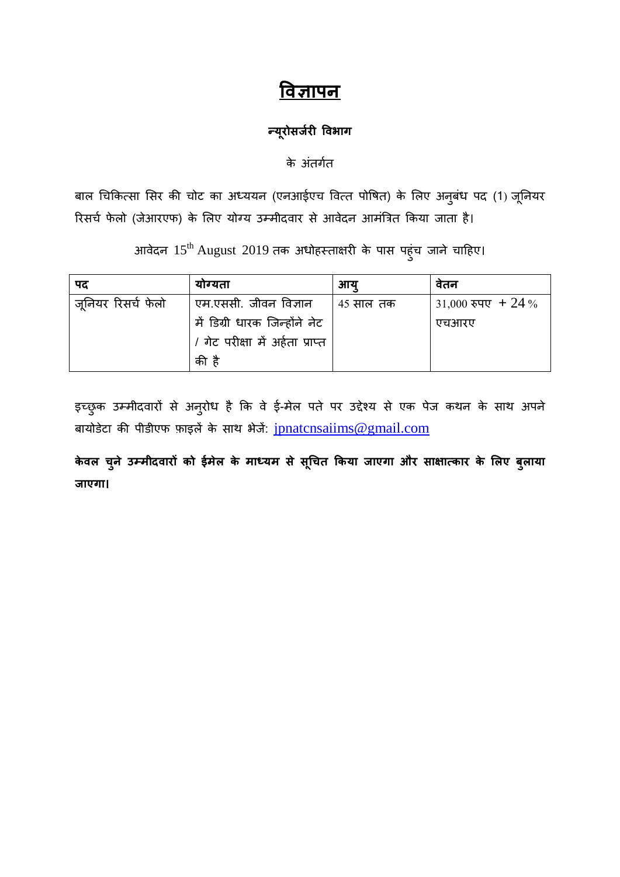# विज्ञापन

**न्यूरोसर्जरी विभाग**

के अंतर्गत

बाल चिकित्सा सिर की चोट का अध्ययन (एनआईएच वित्त पोषित) के लिए अनुबंध पद (1) जूनियर रिसर्च फेलो (जेआरएफ) के लिए योग्य उम्मीदवार से आवेदन आमंत्रित किया जाता है।

आवेदन 15th August 2019 तक अधोहस्ताक्षरी के पास पहुंच जाने चाहिए।

| पद | योग्यता | आयु | वेतन |
|---|---|---|---|
| जूनियर रिसर्च फेलो | एम.एससी. जीवन विज्ञान में डिग्री धारक जिन्होंने नेट / गेट परीक्षा में अर्हता प्राप्त की है | 45 साल तक | 31,000 रुपए + 24 % एचआरए |

इच्छुक उम्मीदवारों से अनुरोध है कि वे ई-मेल पते पर उद्देश्य से एक पेज कथन के साथ अपने बायोडेटा की पीडीएफ फ़ाइलें के साथ भेजें: jpnatcnsaiims@gmail.com

**केवल चुने उम्मीदवारों को ईमेल के माध्यम से सूचित किया जाएगा और साक्षात्कार के लिए बुलाया जाएगा।**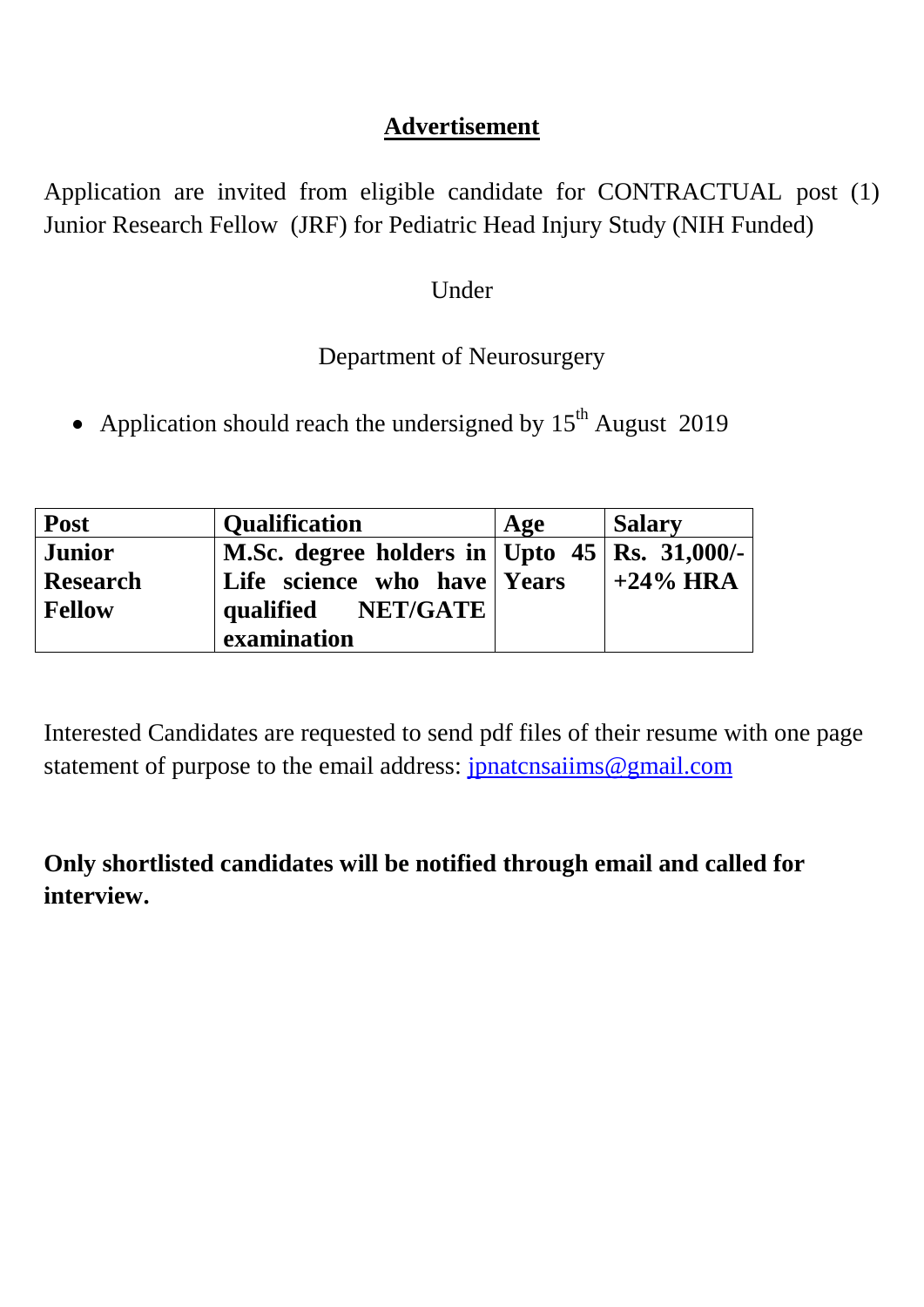# <u>Advertisement</u>

Application are invited from eligible candidate for CONTRACTUAL post (1) Junior Research Fellow (JRF) for Pediatric Head Injury Study (NIH Funded)

Under

Department of Neurosurgery

- Application should reach the undersigned by 15th August 2019

| Post | Qualification | Age | Salary |
|---|---|---|---|
| **Junior Research Fellow** | **M.Sc. degree holders in Life science who have qualified NET/GATE examination** | **Upto 45 Years** | **Rs. 31,000/- +24% HRA** |

Interested Candidates are requested to send pdf files of their resume with one page statement of purpose to the email address: jpnatcnsaiims@gmail.com

**Only shortlisted candidates will be notified through email and called for interview.**